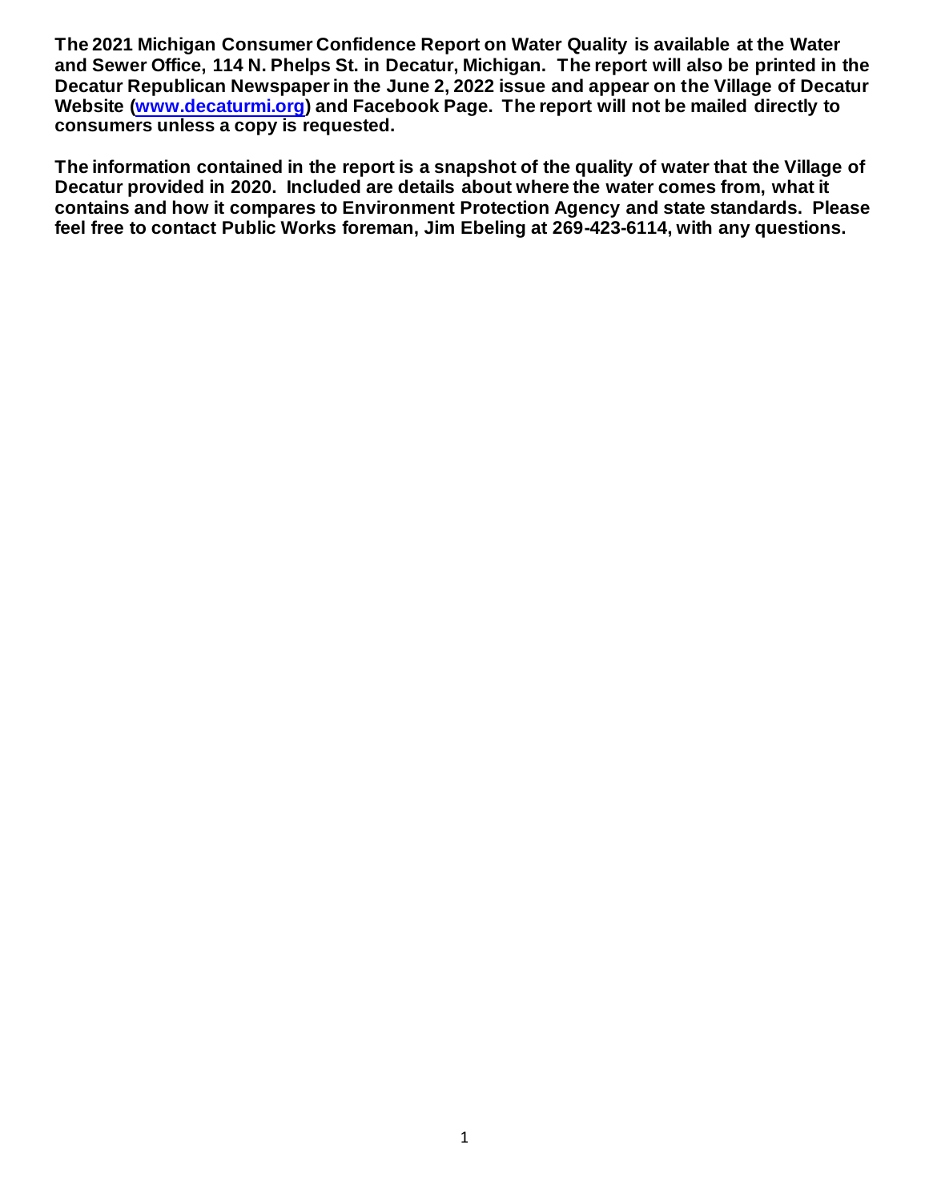**The 2021 Michigan Consumer Confidence Report on Water Quality is available at the Water and Sewer Office, 114 N. Phelps St. in Decatur, Michigan. The report will also be printed in the Decatur Republican Newspaper in the June 2, 2022 issue and appear on the Village of Decatur Website ([www.decaturmi.org](http://www.decaturmi.org)) and Facebook Page. The report will not be mailed directly to consumers unless a copy is requested.**

**The information contained in the report is a snapshot of the quality of water that the Village of Decatur provided in 2020. Included are details about where the water comes from, what it contains and how it compares to Environment Protection Agency and state standards. Please feel free to contact Public Works foreman, Jim Ebeling at 269-423-6114, with any questions.**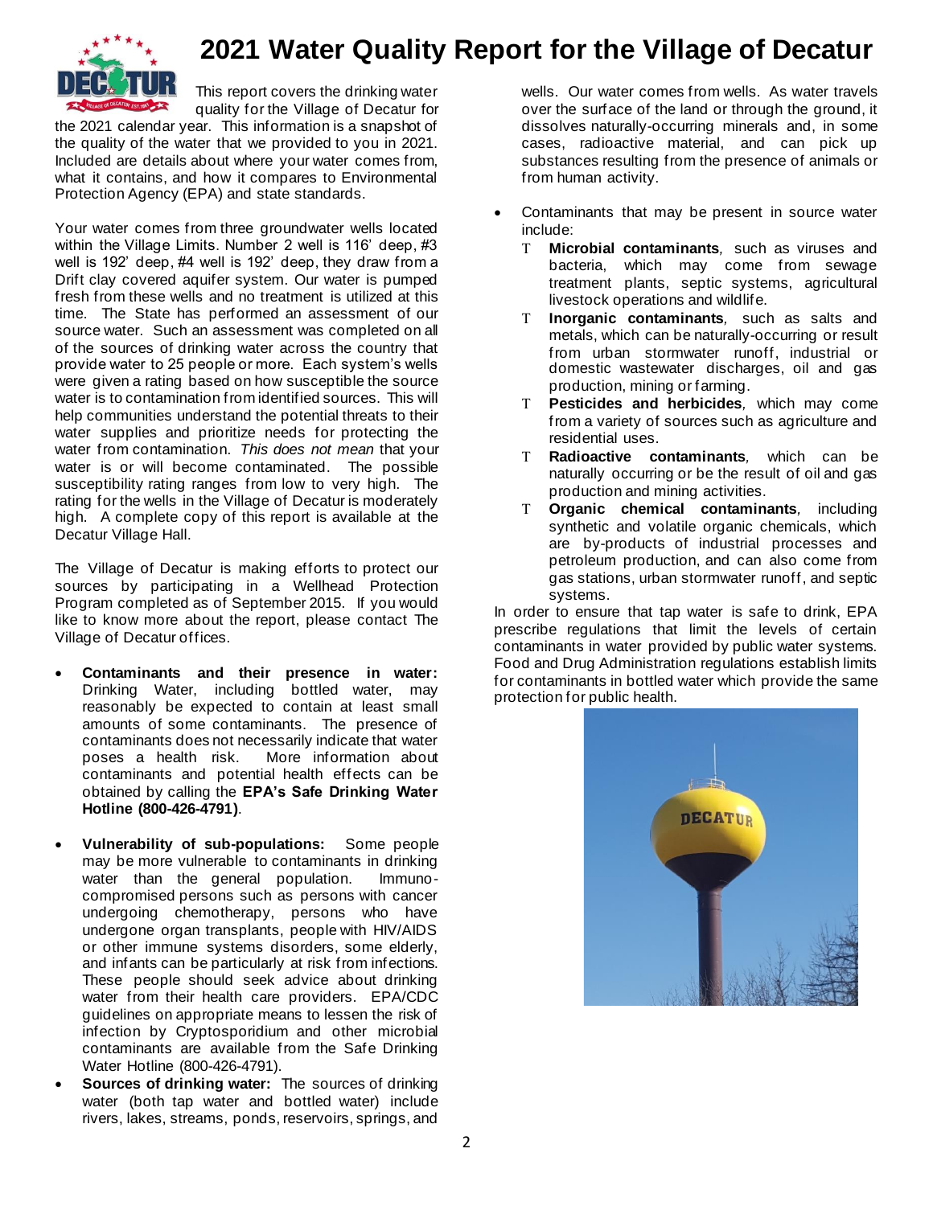# 2021 Water Quality Report for the Village of Decatur

This report covers the drinking water quality for the Village of Decatur for the 2021 calendar year. This information is a snapshot of the quality of the water that we provided to you in 2021. Included are details about where your water comes from, what it contains, and how it compares to Environmental Protection Agency (EPA) and state standards.

Your water comes from three groundwater wells located within the Village Limits. Number 2 well is 116' deep, #3 well is 192' deep, #4 well is 192' deep, they draw from a Drift clay covered aquifer system. Our water is pumped fresh from these wells and no treatment is utilized at this time. The State has performed an assessment of our source water. Such an assessment was completed on all of the sources of drinking water across the country that provide water to 25 people or more. Each system's wells were given a rating based on how susceptible the source water is to contamination from identified sources. This will help communities understand the potential threats to their water supplies and prioritize needs for protecting the water from contamination. *This does not mean* that your water is or will become contaminated. The possible susceptibility rating ranges from low to very high. The rating for the wells in the Village of Decatur is moderately high. A complete copy of this report is available at the Decatur Village Hall.

The Village of Decatur is making efforts to protect our sources by participating in a Wellhead Protection Program completed as of September 2015. If you would like to know more about the report, please contact The Village of Decatur offices.

- **Contaminants and their presence in water:** Drinking Water, including bottled water, may reasonably be expected to contain at least small amounts of some contaminants. The presence of contaminants does not necessarily indicate that water poses a health risk. More information about contaminants and potential health effects can be obtained by calling the **EPA's Safe Drinking Water Hotline (800-426-4791)**.
- **Vulnerability of sub-populations:** Some people may be more vulnerable to contaminants in drinking water than the general population. Immuno-compromised persons such as persons with cancer undergoing chemotherapy, persons who have undergone organ transplants, people with HIV/AIDS or other immune systems disorders, some elderly, and infants can be particularly at risk from infections. These people should seek advice about drinking water from their health care providers. EPA/CDC guidelines on appropriate means to lessen the risk of infection by Cryptosporidium and other microbial contaminants are available from the Safe Drinking Water Hotline (800-426-4791).
- **Sources of drinking water:** The sources of drinking water (both tap water and bottled water) include rivers, lakes, streams, ponds, reservoirs, springs, and wells. Our water comes from wells. As water travels over the surface of the land or through the ground, it dissolves naturally-occurring minerals and, in some cases, radioactive material, and can pick up substances resulting from the presence of animals or from human activity.
- Contaminants that may be present in source water include:
  - **Microbial contaminants**, such as viruses and bacteria, which may come from sewage treatment plants, septic systems, agricultural livestock operations and wildlife.
  - **Inorganic contaminants**, such as salts and metals, which can be naturally-occurring or result from urban stormwater runoff, industrial or domestic wastewater discharges, oil and gas production, mining or farming.
  - **Pesticides and herbicides**, which may come from a variety of sources such as agriculture and residential uses.
  - **Radioactive contaminants**, which can be naturally occurring or be the result of oil and gas production and mining activities.
  - **Organic chemical contaminants**, including synthetic and volatile organic chemicals, which are by-products of industrial processes and petroleum production, and can also come from gas stations, urban stormwater runoff, and septic systems.

In order to ensure that tap water is safe to drink, EPA prescribe regulations that limit the levels of certain contaminants in water provided by public water systems. Food and Drug Administration regulations establish limits for contaminants in bottled water which provide the same protection for public health.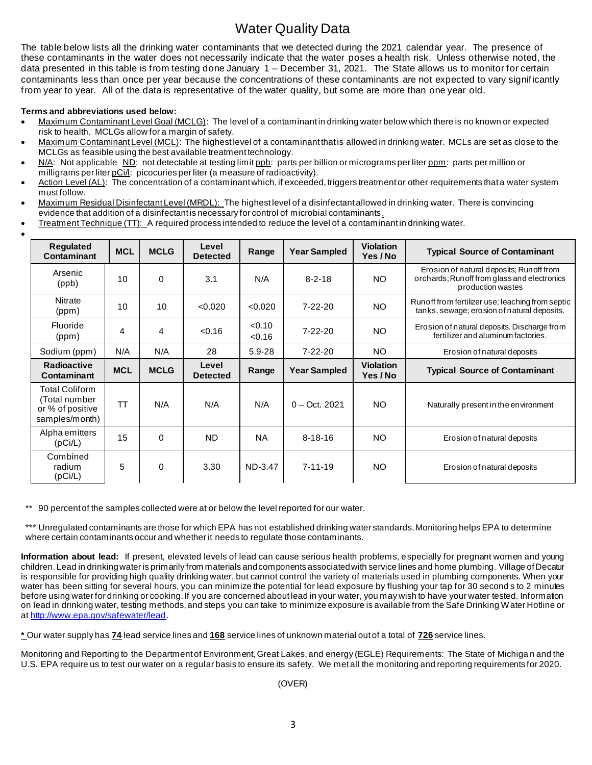# Water Quality Data

The table below lists all the drinking water contaminants that we detected during the 2021 calendar year. The presence of these contaminants in the water does not necessarily indicate that the water poses a health risk. Unless otherwise noted, the data presented in this table is from testing done January 1 – December 31, 2021. The State allows us to monitor for certain contaminants less than once per year because the concentrations of these contaminants are not expected to vary significantly from year to year. All of the data is representative of the water quality, but some are more than one year old.

**Terms and abbreviations used below:**

- Maximum Contaminant Level Goal (MCLG): The level of a contaminant in drinking water below which there is no known or expected risk to health. MCLGs allow for a margin of safety.
- Maximum Contaminant Level (MCL): The highest level of a contaminant that is allowed in drinking water. MCLs are set as close to the MCLGs as feasible using the best available treatment technology.
- N/A: Not applicable ND: not detectable at testing limit ppb: parts per billion or micrograms per liter ppm: parts per million or milligrams per liter pCi/l: picocuries per liter (a measure of radioactivity).
- Action Level (AL): The concentration of a contaminant which, if exceeded, triggers treatment or other requirements that a water system must follow.
- Maximum Residual Disinfectant Level (MRDL): The highest level of a disinfectant allowed in drinking water. There is convincing evidence that addition of a disinfectant is necessary for control of microbial contaminants.
- Treatment Technique (TT): A required process intended to reduce the level of a contaminant in drinking water.

| Regulated Contaminant | MCL | MCLG | Level Detected | Range | Year Sampled | Violation Yes / No | Typical Source of Contaminant |
|---|---|---|---|---|---|---|---|
| Arsenic (ppb) | 10 | 0 | 3.1 | N/A | 8-2-18 | NO | Erosion of natural deposits; Runoff from orchards; Runoff from glass and electronics production wastes |
| Nitrate (ppm) | 10 | 10 | <0.020 | <0.020 | 7-22-20 | NO | Runoff from fertilizer use; leaching from septic tanks, sewage; erosion of natural deposits. |
| Fluoride (ppm) | 4 | 4 | <0.16 | <0.10 <0.16 | 7-22-20 | NO | Erosion of natural deposits. Discharge from fertilizer and aluminum factories. |
| Sodium (ppm) | N/A | N/A | 28 | 5.9-28 | 7-22-20 | NO | Erosion of natural deposits |
| **Radioactive Contaminant** | **MCL** | **MCLG** | **Level Detected** | **Range** | **Year Sampled** | **Violation Yes / No** | **Typical Source of Contaminant** |
| Total Coliform (Total number or % of positive samples/month) | TT | N/A | N/A | N/A | 0 – Oct. 2021 | NO | Naturally present in the environment |
| Alpha emitters (pCi/L) | 15 | 0 | ND | NA | 8-18-16 | NO | Erosion of natural deposits |
| Combined radium (pCi/L) | 5 | 0 | 3.30 | ND-3.47 | 7-11-19 | NO | Erosion of natural deposits |

** 90 percent of the samples collected were at or below the level reported for our water.

*** Unregulated contaminants are those for which EPA has not established drinking water standards. Monitoring helps EPA to determine where certain contaminants occur and whether it needs to regulate those contaminants.

**Information about lead:** If present, elevated levels of lead can cause serious health problems, especially for pregnant women and young children. Lead in drinking water is primarily from materials and components associated with service lines and home plumbing. Village of Decatur is responsible for providing high quality drinking water, but cannot control the variety of materials used in plumbing components. When your water has been sitting for several hours, you can minimize the potential for lead exposure by flushing your tap for 30 seconds to 2 minutes before using water for drinking or cooking. If you are concerned about lead in your water, you may wish to have your water tested. Information on lead in drinking water, testing methods, and steps you can take to minimize exposure is available from the Safe Drinking Water Hotline or at http://www.epa.gov/safewater/lead.

**\*** Our water supply has **74** lead service lines and **168** service lines of unknown material out of a total of **726** service lines.

Monitoring and Reporting to the Department of Environment, Great Lakes, and energy (EGLE) Requirements: The State of Michigan and the U.S. EPA require us to test our water on a regular basis to ensure its safety. We met all the monitoring and reporting requirements for 2020.

(OVER)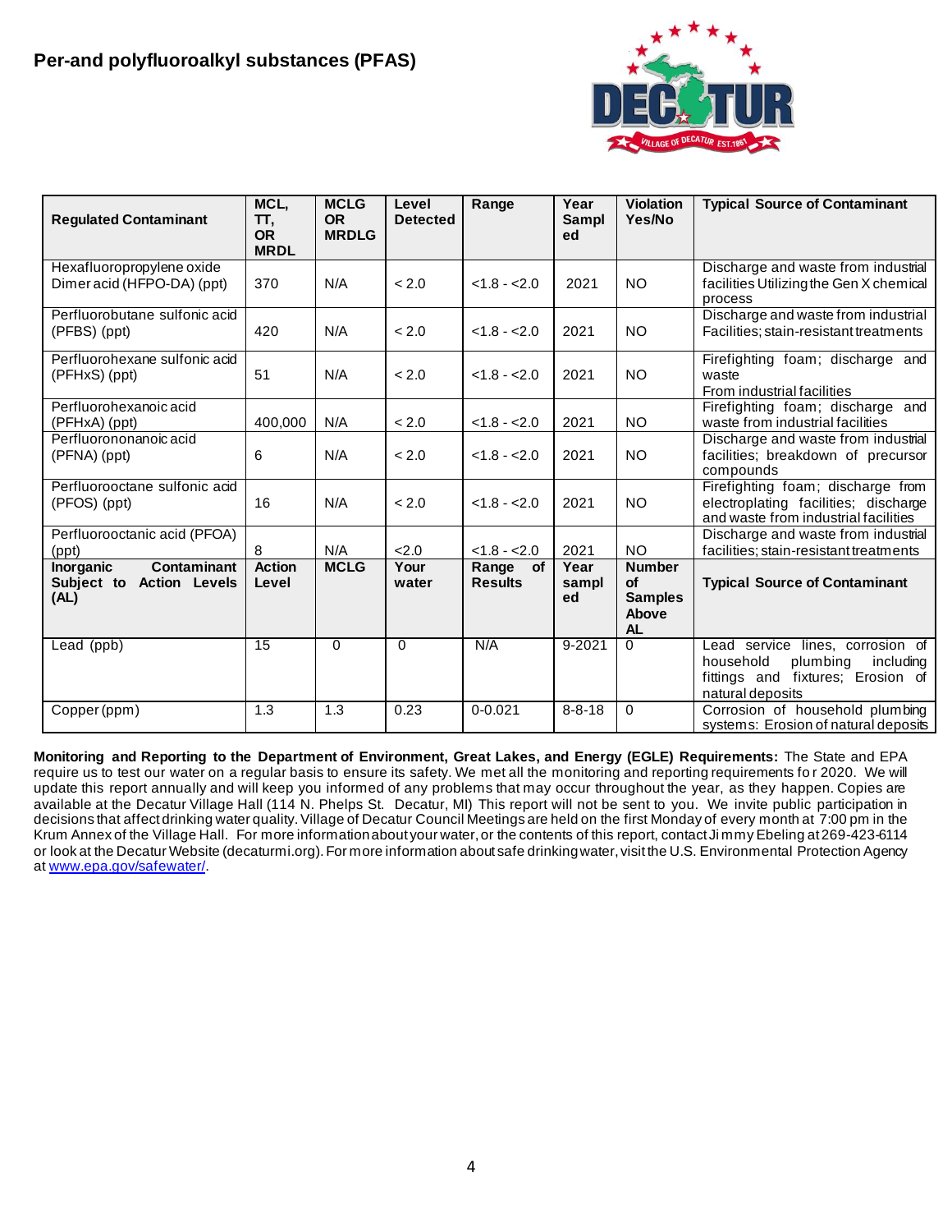## Per-and polyfluoroalkyl substances (PFAS)

| Regulated Contaminant | MCL, TT, OR MRDL | MCLG OR MRDLG | Level Detected | Range | Year Sampled | Violation Yes/No | Typical Source of Contaminant |
|---|---|---|---|---|---|---|---|
| Hexafluoropropylene oxide Dimer acid (HFPO-DA) (ppt) | 370 | N/A | < 2.0 | <1.8 - <2.0 | 2021 | NO | Discharge and waste from industrial facilities Utilizing the Gen X chemical process |
| Perfluorobutane sulfonic acid (PFBS) (ppt) | 420 | N/A | < 2.0 | <1.8 - <2.0 | 2021 | NO | Discharge and waste from industrial Facilities; stain-resistant treatments |
| Perfluorohexane sulfonic acid (PFHxS) (ppt) | 51 | N/A | < 2.0 | <1.8 - <2.0 | 2021 | NO | Firefighting foam; discharge and waste From industrial facilities |
| Perfluorohexanoic acid (PFHxA) (ppt) | 400,000 | N/A | < 2.0 | <1.8 - <2.0 | 2021 | NO | Firefighting foam; discharge and waste from industrial facilities |
| Perfluorononanoic acid (PFNA) (ppt) | 6 | N/A | < 2.0 | <1.8 - <2.0 | 2021 | NO | Discharge and waste from industrial facilities; breakdown of precursor compounds |
| Perfluorooctane sulfonic acid (PFOS) (ppt) | 16 | N/A | < 2.0 | <1.8 - <2.0 | 2021 | NO | Firefighting foam; discharge from electroplating facilities; discharge and waste from industrial facilities |
| Perfluorooctanic acid (PFOA) (ppt) | 8 | N/A | <2.0 | <1.8 - <2.0 | 2021 | NO | Discharge and waste from industrial facilities; stain-resistant treatments |
| **Inorganic Contaminant Subject to Action Levels (AL)** | **Action Level** | **MCLG** | **Your water** | **Range of Results** | **Year sampled** | **Number of Samples Above AL** | **Typical Source of Contaminant** |
| Lead (ppb) | 15 | 0 | 0 | N/A | 9-2021 | 0 | Lead service lines, corrosion of household plumbing including fittings and fixtures; Erosion of natural deposits |
| Copper (ppm) | 1.3 | 1.3 | 0.23 | 0-0.021 | 8-8-18 | 0 | Corrosion of household plumbing systems: Erosion of natural deposits |

**Monitoring and Reporting to the Department of Environment, Great Lakes, and Energy (EGLE) Requirements:** The State and EPA require us to test our water on a regular basis to ensure its safety. We met all the monitoring and reporting requirements for 2020. We will update this report annually and will keep you informed of any problems that may occur throughout the year, as they happen. Copies are available at the Decatur Village Hall (114 N. Phelps St. Decatur, MI) This report will not be sent to you. We invite public participation in decisions that affect drinking water quality. Village of Decatur Council Meetings are held on the first Monday of every month at 7:00 pm in the Krum Annex of the Village Hall. For more information about your water, or the contents of this report, contact Jimmy Ebeling at 269-423-6114 or look at the Decatur Website (decaturmi.org). For more information about safe drinking water, visit the U.S. Environmental Protection Agency at www.epa.gov/safewater/.